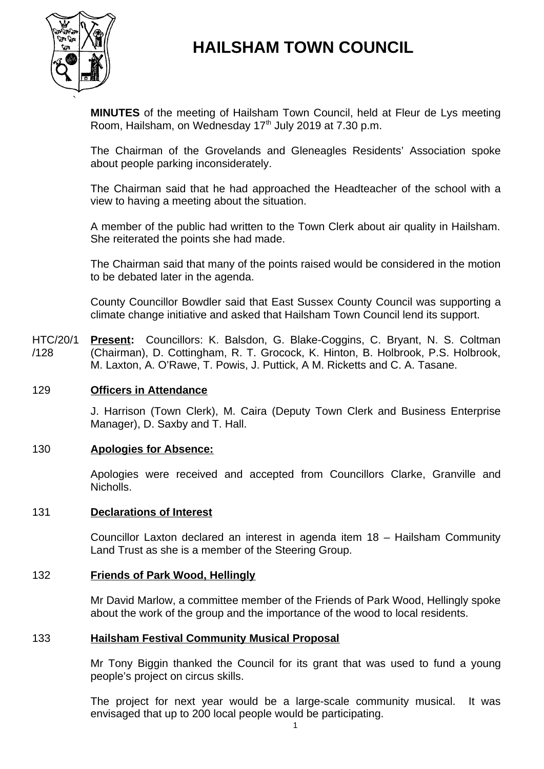# HAILSHAM TOWN COUNCIL

**MINUTES** of the meeting of Hailsham Town Council, held at Fleur de Lys meeting Room, Hailsham, on Wednesday 17th July 2019 at 7.30 p.m.

The Chairman of the Grovelands and Gleneagles Residents' Association spoke about people parking inconsiderately.

The Chairman said that he had approached the Headteacher of the school with a view to having a meeting about the situation.

A member of the public had written to the Town Clerk about air quality in Hailsham. She reiterated the points she had made.

The Chairman said that many of the points raised would be considered in the motion to be debated later in the agenda.

County Councillor Bowdler said that East Sussex County Council was supporting a climate change initiative and asked that Hailsham Town Council lend its support.

HTC/20/1/128 **Present:** Councillors: K. Balsdon, G. Blake-Coggins, C. Bryant, N. S. Coltman (Chairman), D. Cottingham, R. T. Grocock, K. Hinton, B. Holbrook, P.S. Holbrook, M. Laxton, A. O'Rawe, T. Powis, J. Puttick, A M. Ricketts and C. A. Tasane.

## 129 Officers in Attendance

J. Harrison (Town Clerk), M. Caira (Deputy Town Clerk and Business Enterprise Manager), D. Saxby and T. Hall.

## 130 Apologies for Absence:

Apologies were received and accepted from Councillors Clarke, Granville and Nicholls.

## 131 Declarations of Interest

Councillor Laxton declared an interest in agenda item 18 – Hailsham Community Land Trust as she is a member of the Steering Group.

## 132 Friends of Park Wood, Hellingly

Mr David Marlow, a committee member of the Friends of Park Wood, Hellingly spoke about the work of the group and the importance of the wood to local residents.

## 133 Hailsham Festival Community Musical Proposal

Mr Tony Biggin thanked the Council for its grant that was used to fund a young people's project on circus skills.

The project for next year would be a large-scale community musical. It was envisaged that up to 200 local people would be participating.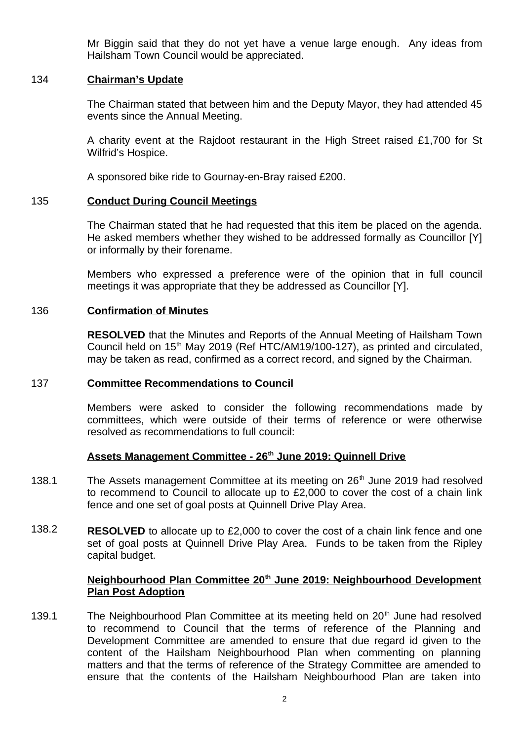Mr Biggin said that they do not yet have a venue large enough. Any ideas from Hailsham Town Council would be appreciated.

## 134 Chairman's Update

The Chairman stated that between him and the Deputy Mayor, they had attended 45 events since the Annual Meeting.

A charity event at the Rajdoot restaurant in the High Street raised £1,700 for St Wilfrid's Hospice.

A sponsored bike ride to Gournay-en-Bray raised £200.

## 135 Conduct During Council Meetings

The Chairman stated that he had requested that this item be placed on the agenda. He asked members whether they wished to be addressed formally as Councillor [Y] or informally by their forename.

Members who expressed a preference were of the opinion that in full council meetings it was appropriate that they be addressed as Councillor [Y].

## 136 Confirmation of Minutes

**RESOLVED** that the Minutes and Reports of the Annual Meeting of Hailsham Town Council held on 15th May 2019 (Ref HTC/AM19/100-127), as printed and circulated, may be taken as read, confirmed as a correct record, and signed by the Chairman.

## 137 Committee Recommendations to Council

Members were asked to consider the following recommendations made by committees, which were outside of their terms of reference or were otherwise resolved as recommendations to full council:

### Assets Management Committee - 26th June 2019: Quinnell Drive

138.1 The Assets management Committee at its meeting on 26th June 2019 had resolved to recommend to Council to allocate up to £2,000 to cover the cost of a chain link fence and one set of goal posts at Quinnell Drive Play Area.

138.2 **RESOLVED** to allocate up to £2,000 to cover the cost of a chain link fence and one set of goal posts at Quinnell Drive Play Area. Funds to be taken from the Ripley capital budget.

### Neighbourhood Plan Committee 20th June 2019: Neighbourhood Development Plan Post Adoption

139.1 The Neighbourhood Plan Committee at its meeting held on 20th June had resolved to recommend to Council that the terms of reference of the Planning and Development Committee are amended to ensure that due regard id given to the content of the Hailsham Neighbourhood Plan when commenting on planning matters and that the terms of reference of the Strategy Committee are amended to ensure that the contents of the Hailsham Neighbourhood Plan are taken into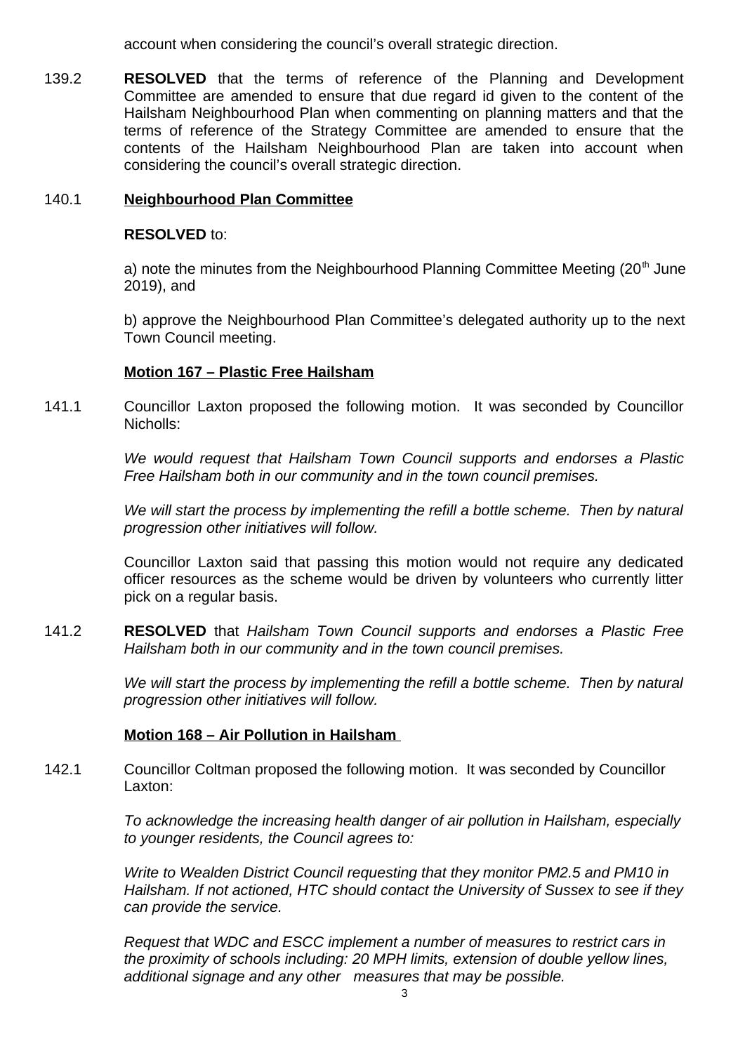account when considering the council's overall strategic direction.

139.2 **RESOLVED** that the terms of reference of the Planning and Development Committee are amended to ensure that due regard id given to the content of the Hailsham Neighbourhood Plan when commenting on planning matters and that the terms of reference of the Strategy Committee are amended to ensure that the contents of the Hailsham Neighbourhood Plan are taken into account when considering the council's overall strategic direction.

140.1 **Neighbourhood Plan Committee**

**RESOLVED** to:

a) note the minutes from the Neighbourhood Planning Committee Meeting (20th June 2019), and

b) approve the Neighbourhood Plan Committee's delegated authority up to the next Town Council meeting.

**Motion 167 – Plastic Free Hailsham**

141.1 Councillor Laxton proposed the following motion. It was seconded by Councillor Nicholls:

*We would request that Hailsham Town Council supports and endorses a Plastic Free Hailsham both in our community and in the town council premises.*

*We will start the process by implementing the refill a bottle scheme. Then by natural progression other initiatives will follow.*

Councillor Laxton said that passing this motion would not require any dedicated officer resources as the scheme would be driven by volunteers who currently litter pick on a regular basis.

141.2 **RESOLVED** that *Hailsham Town Council supports and endorses a Plastic Free Hailsham both in our community and in the town council premises.*

*We will start the process by implementing the refill a bottle scheme. Then by natural progression other initiatives will follow.*

**Motion 168 – Air Pollution in Hailsham**

142.1 Councillor Coltman proposed the following motion. It was seconded by Councillor Laxton:

*To acknowledge the increasing health danger of air pollution in Hailsham, especially to younger residents, the Council agrees to:*

*Write to Wealden District Council requesting that they monitor PM2.5 and PM10 in Hailsham. If not actioned, HTC should contact the University of Sussex to see if they can provide the service.*

*Request that WDC and ESCC implement a number of measures to restrict cars in the proximity of schools including: 20 MPH limits, extension of double yellow lines, additional signage and any other measures that may be possible.*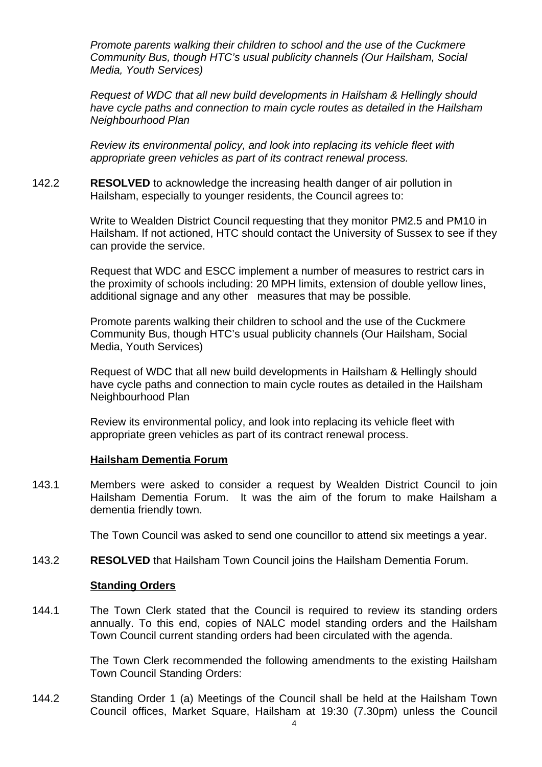*Promote parents walking their children to school and the use of the Cuckmere Community Bus, though HTC's usual publicity channels (Our Hailsham, Social Media, Youth Services)*

*Request of WDC that all new build developments in Hailsham & Hellingly should have cycle paths and connection to main cycle routes as detailed in the Hailsham Neighbourhood Plan*

*Review its environmental policy, and look into replacing its vehicle fleet with appropriate green vehicles as part of its contract renewal process.*

142.2 **RESOLVED** to acknowledge the increasing health danger of air pollution in Hailsham, especially to younger residents, the Council agrees to:

Write to Wealden District Council requesting that they monitor PM2.5 and PM10 in Hailsham. If not actioned, HTC should contact the University of Sussex to see if they can provide the service.

Request that WDC and ESCC implement a number of measures to restrict cars in the proximity of schools including: 20 MPH limits, extension of double yellow lines, additional signage and any other measures that may be possible.

Promote parents walking their children to school and the use of the Cuckmere Community Bus, though HTC's usual publicity channels (Our Hailsham, Social Media, Youth Services)

Request of WDC that all new build developments in Hailsham & Hellingly should have cycle paths and connection to main cycle routes as detailed in the Hailsham Neighbourhood Plan

Review its environmental policy, and look into replacing its vehicle fleet with appropriate green vehicles as part of its contract renewal process.

**Hailsham Dementia Forum**

143.1 Members were asked to consider a request by Wealden District Council to join Hailsham Dementia Forum. It was the aim of the forum to make Hailsham a dementia friendly town.

The Town Council was asked to send one councillor to attend six meetings a year.

143.2 **RESOLVED** that Hailsham Town Council joins the Hailsham Dementia Forum.

**Standing Orders**

144.1 The Town Clerk stated that the Council is required to review its standing orders annually. To this end, copies of NALC model standing orders and the Hailsham Town Council current standing orders had been circulated with the agenda.

The Town Clerk recommended the following amendments to the existing Hailsham Town Council Standing Orders:

144.2 Standing Order 1 (a) Meetings of the Council shall be held at the Hailsham Town Council offices, Market Square, Hailsham at 19:30 (7.30pm) unless the Council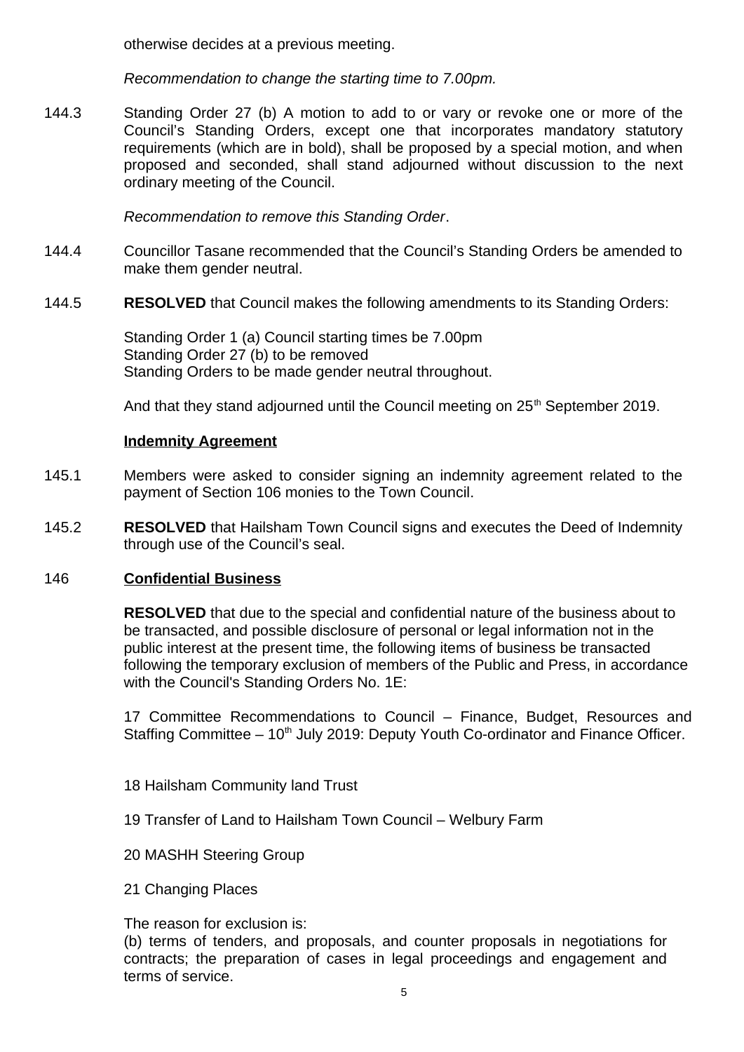otherwise decides at a previous meeting.

*Recommendation to change the starting time to 7.00pm.*

144.3 Standing Order 27 (b) A motion to add to or vary or revoke one or more of the Council's Standing Orders, except one that incorporates mandatory statutory requirements (which are in bold), shall be proposed by a special motion, and when proposed and seconded, shall stand adjourned without discussion to the next ordinary meeting of the Council.

*Recommendation to remove this Standing Order*.

144.4 Councillor Tasane recommended that the Council's Standing Orders be amended to make them gender neutral.

144.5 **RESOLVED** that Council makes the following amendments to its Standing Orders:

Standing Order 1 (a) Council starting times be 7.00pm
Standing Order 27 (b) to be removed
Standing Orders to be made gender neutral throughout.

And that they stand adjourned until the Council meeting on 25th September 2019.

**Indemnity Agreement**

145.1 Members were asked to consider signing an indemnity agreement related to the payment of Section 106 monies to the Town Council.

145.2 **RESOLVED** that Hailsham Town Council signs and executes the Deed of Indemnity through use of the Council's seal.

146 **Confidential Business**

**RESOLVED** that due to the special and confidential nature of the business about to be transacted, and possible disclosure of personal or legal information not in the public interest at the present time, the following items of business be transacted following the temporary exclusion of members of the Public and Press, in accordance with the Council's Standing Orders No. 1E:

17 Committee Recommendations to Council – Finance, Budget, Resources and Staffing Committee – 10th July 2019: Deputy Youth Co-ordinator and Finance Officer.

18 Hailsham Community land Trust

19 Transfer of Land to Hailsham Town Council – Welbury Farm

20 MASHH Steering Group

21 Changing Places

The reason for exclusion is:
(b) terms of tenders, and proposals, and counter proposals in negotiations for contracts; the preparation of cases in legal proceedings and engagement and terms of service.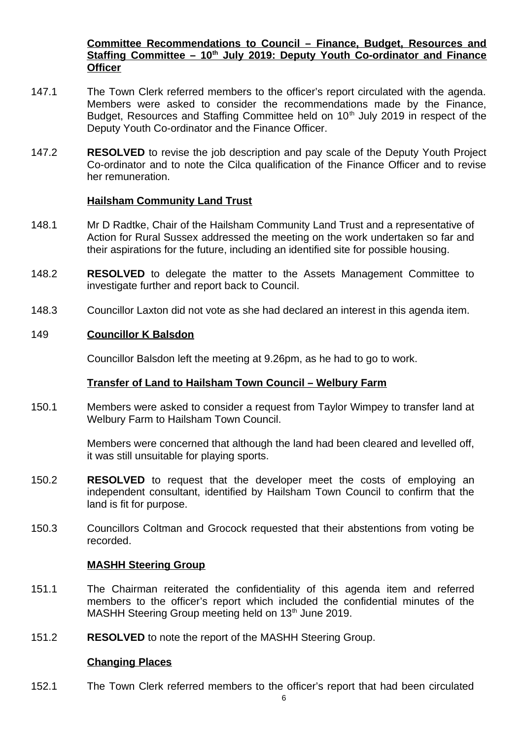**Committee Recommendations to Council – Finance, Budget, Resources and Staffing Committee – 10th July 2019: Deputy Youth Co-ordinator and Finance Officer**

147.1 The Town Clerk referred members to the officer's report circulated with the agenda. Members were asked to consider the recommendations made by the Finance, Budget, Resources and Staffing Committee held on 10th July 2019 in respect of the Deputy Youth Co-ordinator and the Finance Officer.

147.2 **RESOLVED** to revise the job description and pay scale of the Deputy Youth Project Co-ordinator and to note the Cilca qualification of the Finance Officer and to revise her remuneration.

**Hailsham Community Land Trust**

148.1 Mr D Radtke, Chair of the Hailsham Community Land Trust and a representative of Action for Rural Sussex addressed the meeting on the work undertaken so far and their aspirations for the future, including an identified site for possible housing.

148.2 **RESOLVED** to delegate the matter to the Assets Management Committee to investigate further and report back to Council.

148.3 Councillor Laxton did not vote as she had declared an interest in this agenda item.

149 **Councillor K Balsdon**

Councillor Balsdon left the meeting at 9.26pm, as he had to go to work.

**Transfer of Land to Hailsham Town Council – Welbury Farm**

150.1 Members were asked to consider a request from Taylor Wimpey to transfer land at Welbury Farm to Hailsham Town Council.

Members were concerned that although the land had been cleared and levelled off, it was still unsuitable for playing sports.

150.2 **RESOLVED** to request that the developer meet the costs of employing an independent consultant, identified by Hailsham Town Council to confirm that the land is fit for purpose.

150.3 Councillors Coltman and Grocock requested that their abstentions from voting be recorded.

**MASHH Steering Group**

151.1 The Chairman reiterated the confidentiality of this agenda item and referred members to the officer's report which included the confidential minutes of the MASHH Steering Group meeting held on 13th June 2019.

151.2 **RESOLVED** to note the report of the MASHH Steering Group.

**Changing Places**

152.1 The Town Clerk referred members to the officer's report that had been circulated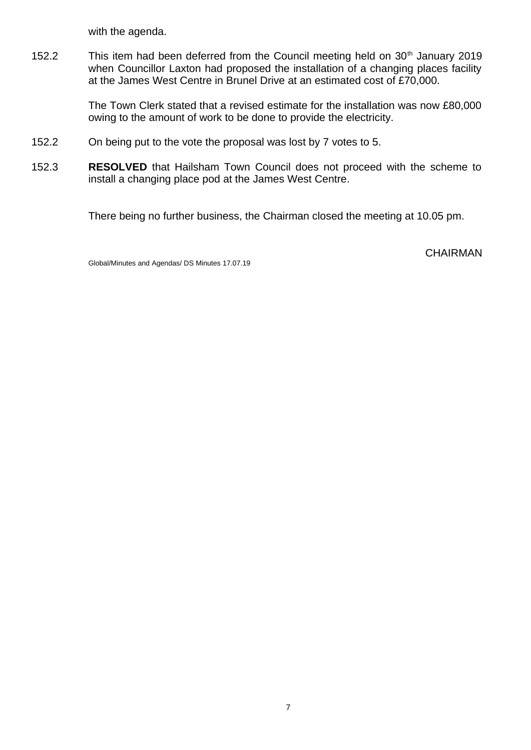with the agenda.

152.2 This item had been deferred from the Council meeting held on 30th January 2019 when Councillor Laxton had proposed the installation of a changing places facility at the James West Centre in Brunel Drive at an estimated cost of £70,000.

The Town Clerk stated that a revised estimate for the installation was now £80,000 owing to the amount of work to be done to provide the electricity.

152.2 On being put to the vote the proposal was lost by 7 votes to 5.

152.3 **RESOLVED** that Hailsham Town Council does not proceed with the scheme to install a changing place pod at the James West Centre.

There being no further business, the Chairman closed the meeting at 10.05 pm.

CHAIRMAN

Global/Minutes and Agendas/ DS Minutes 17.07.19